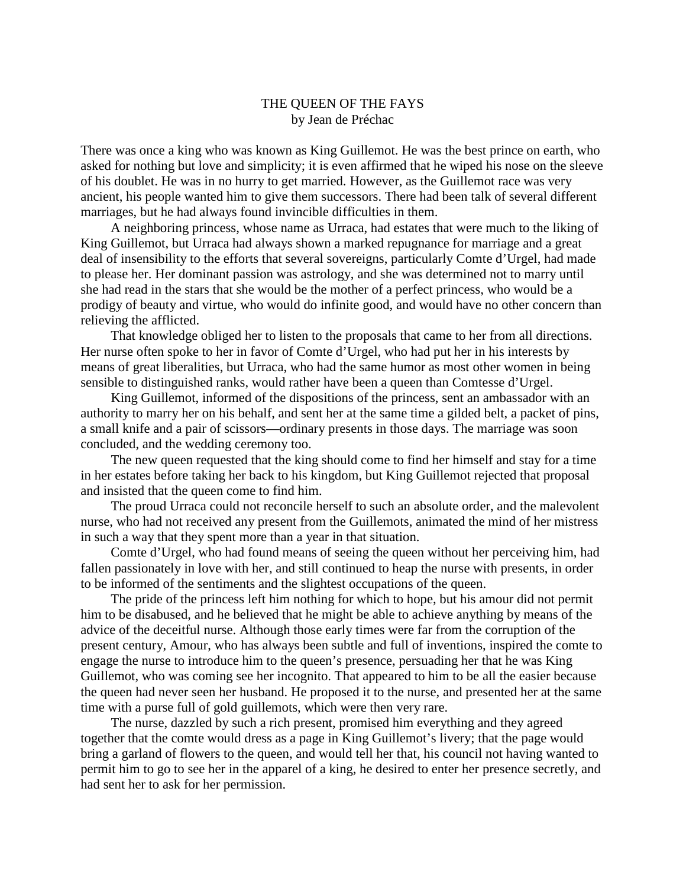# THE QUEEN OF THE FAYS

by Jean de Préchac

There was once a king who was known as King Guillemot. He was the best prince on earth, who asked for nothing but love and simplicity; it is even affirmed that he wiped his nose on the sleeve of his doublet. He was in no hurry to get married. However, as the Guillemot race was very ancient, his people wanted him to give them successors. There had been talk of several different marriages, but he had always found invincible difficulties in them.

A neighboring princess, whose name as Urraca, had estates that were much to the liking of King Guillemot, but Urraca had always shown a marked repugnance for marriage and a great deal of insensibility to the efforts that several sovereigns, particularly Comte d'Urgel, had made to please her. Her dominant passion was astrology, and she was determined not to marry until she had read in the stars that she would be the mother of a perfect princess, who would be a prodigy of beauty and virtue, who would do infinite good, and would have no other concern than relieving the afflicted.

That knowledge obliged her to listen to the proposals that came to her from all directions. Her nurse often spoke to her in favor of Comte d'Urgel, who had put her in his interests by means of great liberalities, but Urraca, who had the same humor as most other women in being sensible to distinguished ranks, would rather have been a queen than Comtesse d'Urgel.

King Guillemot, informed of the dispositions of the princess, sent an ambassador with an authority to marry her on his behalf, and sent her at the same time a gilded belt, a packet of pins, a small knife and a pair of scissors—ordinary presents in those days. The marriage was soon concluded, and the wedding ceremony too.

The new queen requested that the king should come to find her himself and stay for a time in her estates before taking her back to his kingdom, but King Guillemot rejected that proposal and insisted that the queen come to find him.

The proud Urraca could not reconcile herself to such an absolute order, and the malevolent nurse, who had not received any present from the Guillemots, animated the mind of her mistress in such a way that they spent more than a year in that situation.

Comte d'Urgel, who had found means of seeing the queen without her perceiving him, had fallen passionately in love with her, and still continued to heap the nurse with presents, in order to be informed of the sentiments and the slightest occupations of the queen.

The pride of the princess left him nothing for which to hope, but his amour did not permit him to be disabused, and he believed that he might be able to achieve anything by means of the advice of the deceitful nurse. Although those early times were far from the corruption of the present century, Amour, who has always been subtle and full of inventions, inspired the comte to engage the nurse to introduce him to the queen's presence, persuading her that he was King Guillemot, who was coming see her incognito. That appeared to him to be all the easier because the queen had never seen her husband. He proposed it to the nurse, and presented her at the same time with a purse full of gold guillemots, which were then very rare.

The nurse, dazzled by such a rich present, promised him everything and they agreed together that the comte would dress as a page in King Guillemot's livery; that the page would bring a garland of flowers to the queen, and would tell her that, his council not having wanted to permit him to go to see her in the apparel of a king, he desired to enter her presence secretly, and had sent her to ask for her permission.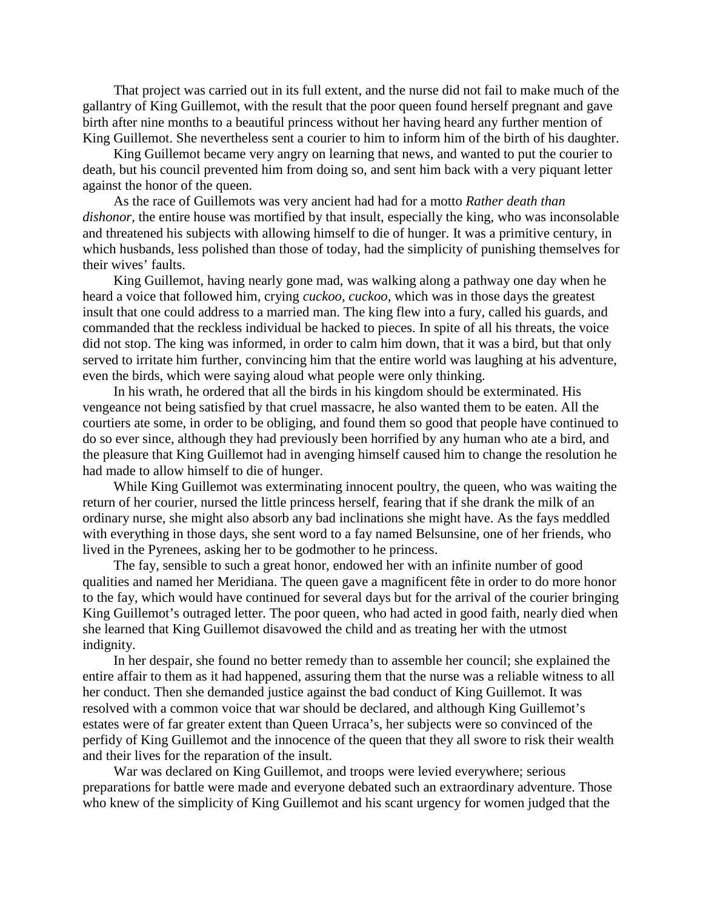That project was carried out in its full extent, and the nurse did not fail to make much of the gallantry of King Guillemot, with the result that the poor queen found herself pregnant and gave birth after nine months to a beautiful princess without her having heard any further mention of King Guillemot. She nevertheless sent a courier to him to inform him of the birth of his daughter.

King Guillemot became very angry on learning that news, and wanted to put the courier to death, but his council prevented him from doing so, and sent him back with a very piquant letter against the honor of the queen.

As the race of Guillemots was very ancient had had for a motto *Rather death than dishonor*, the entire house was mortified by that insult, especially the king, who was inconsolable and threatened his subjects with allowing himself to die of hunger. It was a primitive century, in which husbands, less polished than those of today, had the simplicity of punishing themselves for their wives' faults.

King Guillemot, having nearly gone mad, was walking along a pathway one day when he heard a voice that followed him, crying *cuckoo, cuckoo*, which was in those days the greatest insult that one could address to a married man. The king flew into a fury, called his guards, and commanded that the reckless individual be hacked to pieces. In spite of all his threats, the voice did not stop. The king was informed, in order to calm him down, that it was a bird, but that only served to irritate him further, convincing him that the entire world was laughing at his adventure, even the birds, which were saying aloud what people were only thinking.

In his wrath, he ordered that all the birds in his kingdom should be exterminated. His vengeance not being satisfied by that cruel massacre, he also wanted them to be eaten. All the courtiers ate some, in order to be obliging, and found them so good that people have continued to do so ever since, although they had previously been horrified by any human who ate a bird, and the pleasure that King Guillemot had in avenging himself caused him to change the resolution he had made to allow himself to die of hunger.

While King Guillemot was exterminating innocent poultry, the queen, who was waiting the return of her courier, nursed the little princess herself, fearing that if she drank the milk of an ordinary nurse, she might also absorb any bad inclinations she might have. As the fays meddled with everything in those days, she sent word to a fay named Belsunsine, one of her friends, who lived in the Pyrenees, asking her to be godmother to he princess.

The fay, sensible to such a great honor, endowed her with an infinite number of good qualities and named her Meridiana. The queen gave a magnificent fête in order to do more honor to the fay, which would have continued for several days but for the arrival of the courier bringing King Guillemot's outraged letter. The poor queen, who had acted in good faith, nearly died when she learned that King Guillemot disavowed the child and as treating her with the utmost indignity.

In her despair, she found no better remedy than to assemble her council; she explained the entire affair to them as it had happened, assuring them that the nurse was a reliable witness to all her conduct. Then she demanded justice against the bad conduct of King Guillemot. It was resolved with a common voice that war should be declared, and although King Guillemot's estates were of far greater extent than Queen Urraca's, her subjects were so convinced of the perfidy of King Guillemot and the innocence of the queen that they all swore to risk their wealth and their lives for the reparation of the insult.

War was declared on King Guillemot, and troops were levied everywhere; serious preparations for battle were made and everyone debated such an extraordinary adventure. Those who knew of the simplicity of King Guillemot and his scant urgency for women judged that the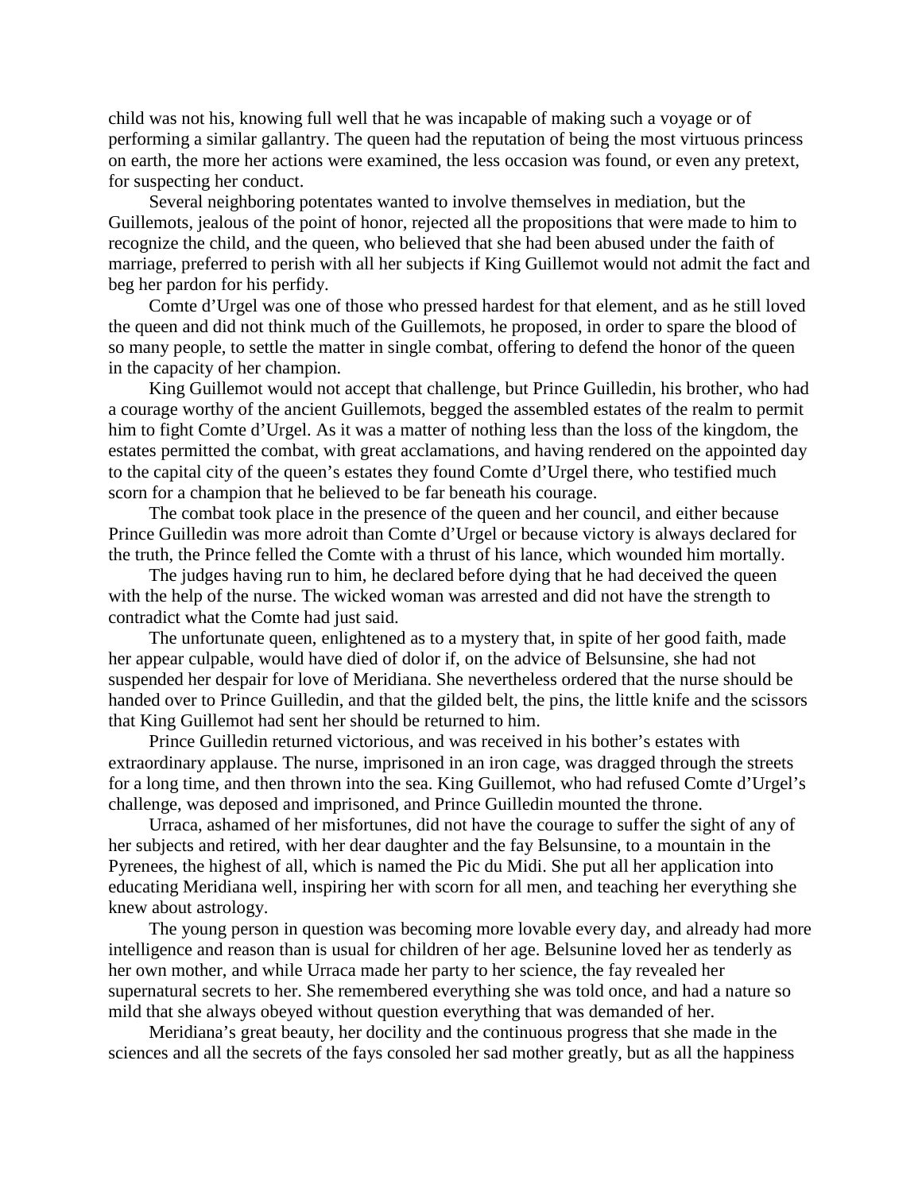child was not his, knowing full well that he was incapable of making such a voyage or of performing a similar gallantry. The queen had the reputation of being the most virtuous princess on earth, the more her actions were examined, the less occasion was found, or even any pretext, for suspecting her conduct.

Several neighboring potentates wanted to involve themselves in mediation, but the Guillemots, jealous of the point of honor, rejected all the propositions that were made to him to recognize the child, and the queen, who believed that she had been abused under the faith of marriage, preferred to perish with all her subjects if King Guillemot would not admit the fact and beg her pardon for his perfidy.

Comte d'Urgel was one of those who pressed hardest for that element, and as he still loved the queen and did not think much of the Guillemots, he proposed, in order to spare the blood of so many people, to settle the matter in single combat, offering to defend the honor of the queen in the capacity of her champion.

King Guillemot would not accept that challenge, but Prince Guilledin, his brother, who had a courage worthy of the ancient Guillemots, begged the assembled estates of the realm to permit him to fight Comte d'Urgel. As it was a matter of nothing less than the loss of the kingdom, the estates permitted the combat, with great acclamations, and having rendered on the appointed day to the capital city of the queen's estates they found Comte d'Urgel there, who testified much scorn for a champion that he believed to be far beneath his courage.

The combat took place in the presence of the queen and her council, and either because Prince Guilledin was more adroit than Comte d'Urgel or because victory is always declared for the truth, the Prince felled the Comte with a thrust of his lance, which wounded him mortally.

The judges having run to him, he declared before dying that he had deceived the queen with the help of the nurse. The wicked woman was arrested and did not have the strength to contradict what the Comte had just said.

The unfortunate queen, enlightened as to a mystery that, in spite of her good faith, made her appear culpable, would have died of dolor if, on the advice of Belsunsine, she had not suspended her despair for love of Meridiana. She nevertheless ordered that the nurse should be handed over to Prince Guilledin, and that the gilded belt, the pins, the little knife and the scissors that King Guillemot had sent her should be returned to him.

Prince Guilledin returned victorious, and was received in his bother's estates with extraordinary applause. The nurse, imprisoned in an iron cage, was dragged through the streets for a long time, and then thrown into the sea. King Guillemot, who had refused Comte d'Urgel's challenge, was deposed and imprisoned, and Prince Guilledin mounted the throne.

Urraca, ashamed of her misfortunes, did not have the courage to suffer the sight of any of her subjects and retired, with her dear daughter and the fay Belsunsine, to a mountain in the Pyrenees, the highest of all, which is named the Pic du Midi. She put all her application into educating Meridiana well, inspiring her with scorn for all men, and teaching her everything she knew about astrology.

The young person in question was becoming more lovable every day, and already had more intelligence and reason than is usual for children of her age. Belsunine loved her as tenderly as her own mother, and while Urraca made her party to her science, the fay revealed her supernatural secrets to her. She remembered everything she was told once, and had a nature so mild that she always obeyed without question everything that was demanded of her.

Meridiana's great beauty, her docility and the continuous progress that she made in the sciences and all the secrets of the fays consoled her sad mother greatly, but as all the happiness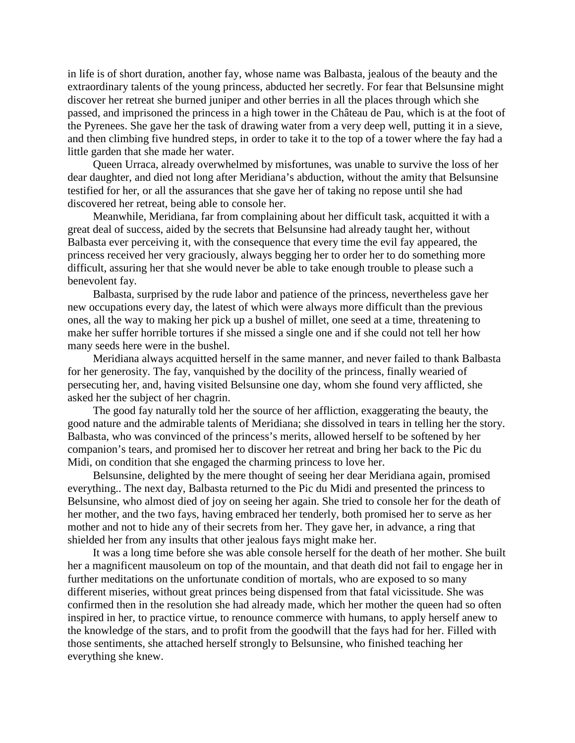in life is of short duration, another fay, whose name was Balbasta, jealous of the beauty and the extraordinary talents of the young princess, abducted her secretly. For fear that Belsunsine might discover her retreat she burned juniper and other berries in all the places through which she passed, and imprisoned the princess in a high tower in the Château de Pau, which is at the foot of the Pyrenees. She gave her the task of drawing water from a very deep well, putting it in a sieve, and then climbing five hundred steps, in order to take it to the top of a tower where the fay had a little garden that she made her water.

Queen Urraca, already overwhelmed by misfortunes, was unable to survive the loss of her dear daughter, and died not long after Meridiana's abduction, without the amity that Belsunsine testified for her, or all the assurances that she gave her of taking no repose until she had discovered her retreat, being able to console her.

Meanwhile, Meridiana, far from complaining about her difficult task, acquitted it with a great deal of success, aided by the secrets that Belsunsine had already taught her, without Balbasta ever perceiving it, with the consequence that every time the evil fay appeared, the princess received her very graciously, always begging her to order her to do something more difficult, assuring her that she would never be able to take enough trouble to please such a benevolent fay.

Balbasta, surprised by the rude labor and patience of the princess, nevertheless gave her new occupations every day, the latest of which were always more difficult than the previous ones, all the way to making her pick up a bushel of millet, one seed at a time, threatening to make her suffer horrible tortures if she missed a single one and if she could not tell her how many seeds here were in the bushel.

Meridiana always acquitted herself in the same manner, and never failed to thank Balbasta for her generosity. The fay, vanquished by the docility of the princess, finally wearied of persecuting her, and, having visited Belsunsine one day, whom she found very afflicted, she asked her the subject of her chagrin.

The good fay naturally told her the source of her affliction, exaggerating the beauty, the good nature and the admirable talents of Meridiana; she dissolved in tears in telling her the story. Balbasta, who was convinced of the princess's merits, allowed herself to be softened by her companion's tears, and promised her to discover her retreat and bring her back to the Pic du Midi, on condition that she engaged the charming princess to love her.

Belsunsine, delighted by the mere thought of seeing her dear Meridiana again, promised everything.. The next day, Balbasta returned to the Pic du Midi and presented the princess to Belsunsine, who almost died of joy on seeing her again. She tried to console her for the death of her mother, and the two fays, having embraced her tenderly, both promised her to serve as her mother and not to hide any of their secrets from her. They gave her, in advance, a ring that shielded her from any insults that other jealous fays might make her.

It was a long time before she was able console herself for the death of her mother. She built her a magnificent mausoleum on top of the mountain, and that death did not fail to engage her in further meditations on the unfortunate condition of mortals, who are exposed to so many different miseries, without great princes being dispensed from that fatal vicissitude. She was confirmed then in the resolution she had already made, which her mother the queen had so often inspired in her, to practice virtue, to renounce commerce with humans, to apply herself anew to the knowledge of the stars, and to profit from the goodwill that the fays had for her. Filled with those sentiments, she attached herself strongly to Belsunsine, who finished teaching her everything she knew.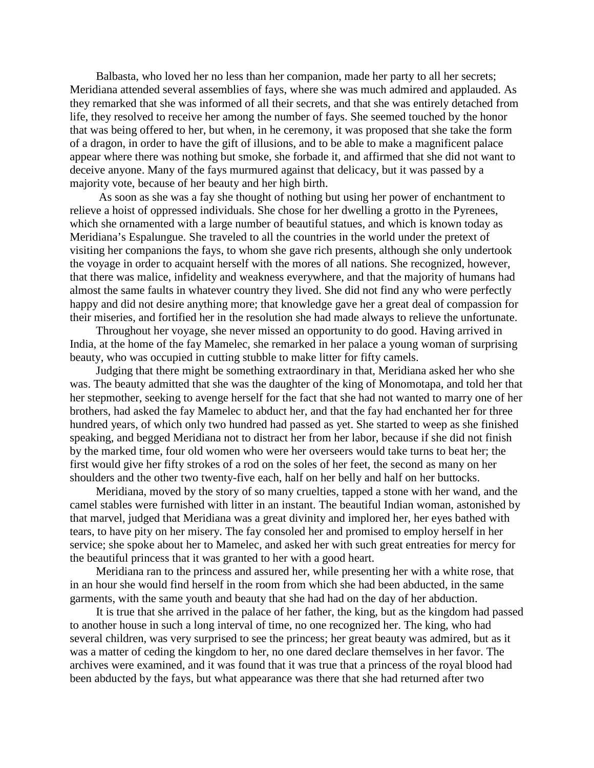Balbasta, who loved her no less than her companion, made her party to all her secrets; Meridiana attended several assemblies of fays, where she was much admired and applauded. As they remarked that she was informed of all their secrets, and that she was entirely detached from life, they resolved to receive her among the number of fays. She seemed touched by the honor that was being offered to her, but when, in he ceremony, it was proposed that she take the form of a dragon, in order to have the gift of illusions, and to be able to make a magnificent palace appear where there was nothing but smoke, she forbade it, and affirmed that she did not want to deceive anyone. Many of the fays murmured against that delicacy, but it was passed by a majority vote, because of her beauty and her high birth.

As soon as she was a fay she thought of nothing but using her power of enchantment to relieve a hoist of oppressed individuals. She chose for her dwelling a grotto in the Pyrenees, which she ornamented with a large number of beautiful statues, and which is known today as Meridiana's Espalungue. She traveled to all the countries in the world under the pretext of visiting her companions the fays, to whom she gave rich presents, although she only undertook the voyage in order to acquaint herself with the mores of all nations. She recognized, however, that there was malice, infidelity and weakness everywhere, and that the majority of humans had almost the same faults in whatever country they lived. She did not find any who were perfectly happy and did not desire anything more; that knowledge gave her a great deal of compassion for their miseries, and fortified her in the resolution she had made always to relieve the unfortunate.

Throughout her voyage, she never missed an opportunity to do good. Having arrived in India, at the home of the fay Mamelec, she remarked in her palace a young woman of surprising beauty, who was occupied in cutting stubble to make litter for fifty camels.

Judging that there might be something extraordinary in that, Meridiana asked her who she was. The beauty admitted that she was the daughter of the king of Monomotapa, and told her that her stepmother, seeking to avenge herself for the fact that she had not wanted to marry one of her brothers, had asked the fay Mamelec to abduct her, and that the fay had enchanted her for three hundred years, of which only two hundred had passed as yet. She started to weep as she finished speaking, and begged Meridiana not to distract her from her labor, because if she did not finish by the marked time, four old women who were her overseers would take turns to beat her; the first would give her fifty strokes of a rod on the soles of her feet, the second as many on her shoulders and the other two twenty-five each, half on her belly and half on her buttocks.

Meridiana, moved by the story of so many cruelties, tapped a stone with her wand, and the camel stables were furnished with litter in an instant. The beautiful Indian woman, astonished by that marvel, judged that Meridiana was a great divinity and implored her, her eyes bathed with tears, to have pity on her misery. The fay consoled her and promised to employ herself in her service; she spoke about her to Mamelec, and asked her with such great entreaties for mercy for the beautiful princess that it was granted to her with a good heart.

Meridiana ran to the princess and assured her, while presenting her with a white rose, that in an hour she would find herself in the room from which she had been abducted, in the same garments, with the same youth and beauty that she had had on the day of her abduction.

It is true that she arrived in the palace of her father, the king, but as the kingdom had passed to another house in such a long interval of time, no one recognized her. The king, who had several children, was very surprised to see the princess; her great beauty was admired, but as it was a matter of ceding the kingdom to her, no one dared declare themselves in her favor. The archives were examined, and it was found that it was true that a princess of the royal blood had been abducted by the fays, but what appearance was there that she had returned after two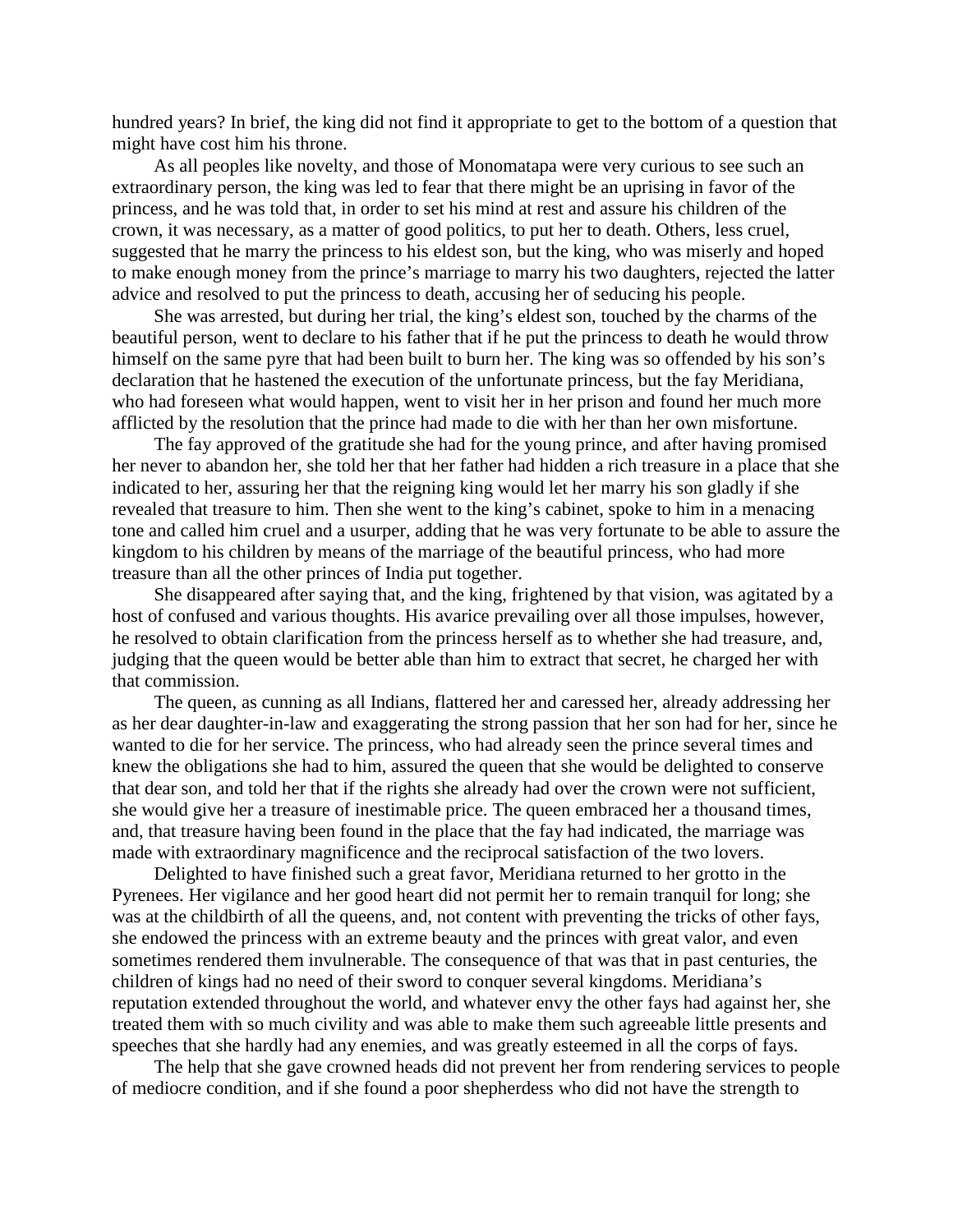hundred years? In brief, the king did not find it appropriate to get to the bottom of a question that might have cost him his throne.

As all peoples like novelty, and those of Monomatapa were very curious to see such an extraordinary person, the king was led to fear that there might be an uprising in favor of the princess, and he was told that, in order to set his mind at rest and assure his children of the crown, it was necessary, as a matter of good politics, to put her to death. Others, less cruel, suggested that he marry the princess to his eldest son, but the king, who was miserly and hoped to make enough money from the prince's marriage to marry his two daughters, rejected the latter advice and resolved to put the princess to death, accusing her of seducing his people.

She was arrested, but during her trial, the king's eldest son, touched by the charms of the beautiful person, went to declare to his father that if he put the princess to death he would throw himself on the same pyre that had been built to burn her. The king was so offended by his son's declaration that he hastened the execution of the unfortunate princess, but the fay Meridiana, who had foreseen what would happen, went to visit her in her prison and found her much more afflicted by the resolution that the prince had made to die with her than her own misfortune.

The fay approved of the gratitude she had for the young prince, and after having promised her never to abandon her, she told her that her father had hidden a rich treasure in a place that she indicated to her, assuring her that the reigning king would let her marry his son gladly if she revealed that treasure to him. Then she went to the king's cabinet, spoke to him in a menacing tone and called him cruel and a usurper, adding that he was very fortunate to be able to assure the kingdom to his children by means of the marriage of the beautiful princess, who had more treasure than all the other princes of India put together.

She disappeared after saying that, and the king, frightened by that vision, was agitated by a host of confused and various thoughts. His avarice prevailing over all those impulses, however, he resolved to obtain clarification from the princess herself as to whether she had treasure, and, judging that the queen would be better able than him to extract that secret, he charged her with that commission.

The queen, as cunning as all Indians, flattered her and caressed her, already addressing her as her dear daughter-in-law and exaggerating the strong passion that her son had for her, since he wanted to die for her service. The princess, who had already seen the prince several times and knew the obligations she had to him, assured the queen that she would be delighted to conserve that dear son, and told her that if the rights she already had over the crown were not sufficient, she would give her a treasure of inestimable price. The queen embraced her a thousand times, and, that treasure having been found in the place that the fay had indicated, the marriage was made with extraordinary magnificence and the reciprocal satisfaction of the two lovers.

Delighted to have finished such a great favor, Meridiana returned to her grotto in the Pyrenees. Her vigilance and her good heart did not permit her to remain tranquil for long; she was at the childbirth of all the queens, and, not content with preventing the tricks of other fays, she endowed the princess with an extreme beauty and the princes with great valor, and even sometimes rendered them invulnerable. The consequence of that was that in past centuries, the children of kings had no need of their sword to conquer several kingdoms. Meridiana's reputation extended throughout the world, and whatever envy the other fays had against her, she treated them with so much civility and was able to make them such agreeable little presents and speeches that she hardly had any enemies, and was greatly esteemed in all the corps of fays.

The help that she gave crowned heads did not prevent her from rendering services to people of mediocre condition, and if she found a poor shepherdess who did not have the strength to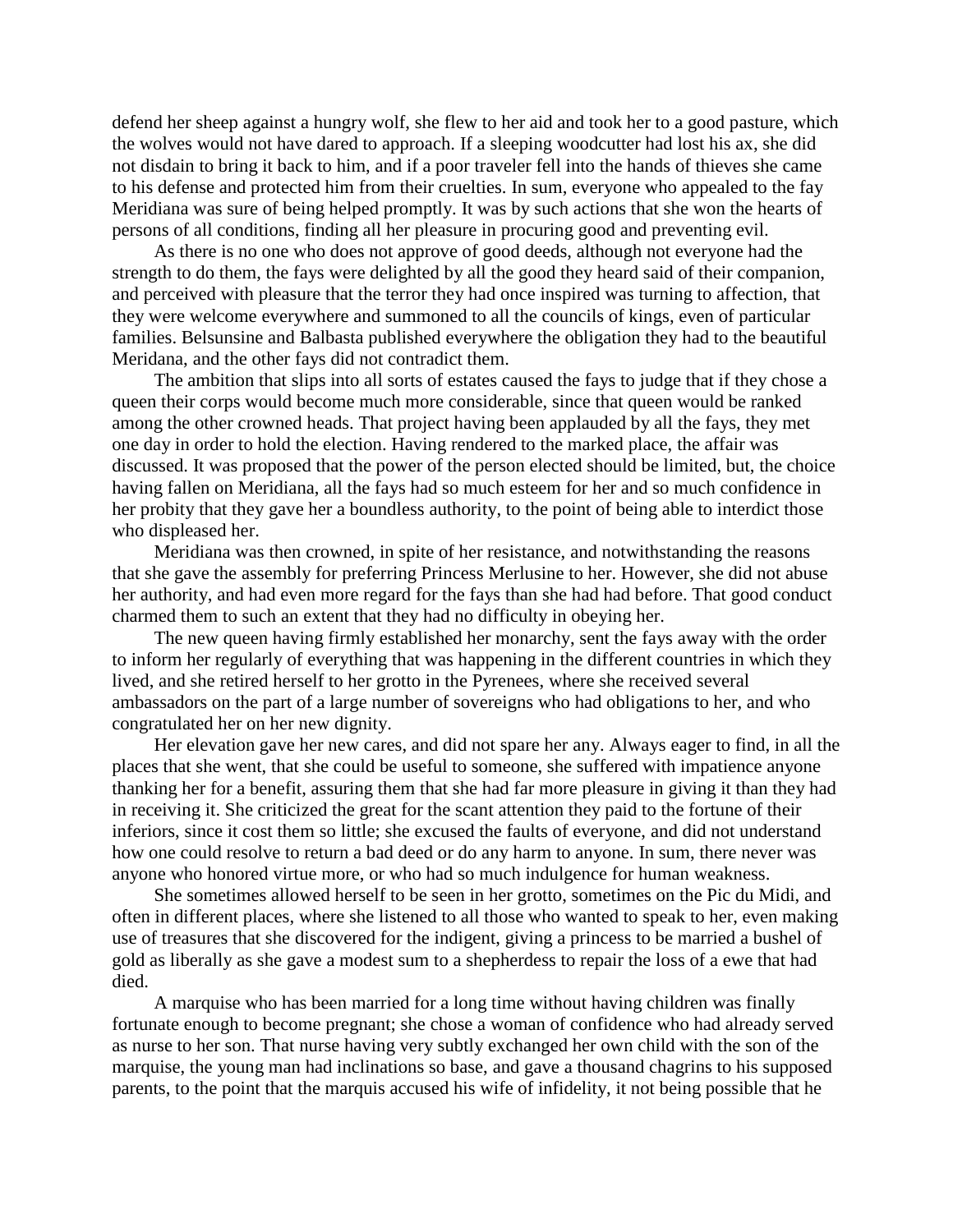defend her sheep against a hungry wolf, she flew to her aid and took her to a good pasture, which the wolves would not have dared to approach. If a sleeping woodcutter had lost his ax, she did not disdain to bring it back to him, and if a poor traveler fell into the hands of thieves she came to his defense and protected him from their cruelties. In sum, everyone who appealed to the fay Meridiana was sure of being helped promptly. It was by such actions that she won the hearts of persons of all conditions, finding all her pleasure in procuring good and preventing evil.

As there is no one who does not approve of good deeds, although not everyone had the strength to do them, the fays were delighted by all the good they heard said of their companion, and perceived with pleasure that the terror they had once inspired was turning to affection, that they were welcome everywhere and summoned to all the councils of kings, even of particular families. Belsunsine and Balbasta published everywhere the obligation they had to the beautiful Meridana, and the other fays did not contradict them.

The ambition that slips into all sorts of estates caused the fays to judge that if they chose a queen their corps would become much more considerable, since that queen would be ranked among the other crowned heads. That project having been applauded by all the fays, they met one day in order to hold the election. Having rendered to the marked place, the affair was discussed. It was proposed that the power of the person elected should be limited, but, the choice having fallen on Meridiana, all the fays had so much esteem for her and so much confidence in her probity that they gave her a boundless authority, to the point of being able to interdict those who displeased her.

Meridiana was then crowned, in spite of her resistance, and notwithstanding the reasons that she gave the assembly for preferring Princess Merlusine to her. However, she did not abuse her authority, and had even more regard for the fays than she had had before. That good conduct charmed them to such an extent that they had no difficulty in obeying her.

The new queen having firmly established her monarchy, sent the fays away with the order to inform her regularly of everything that was happening in the different countries in which they lived, and she retired herself to her grotto in the Pyrenees, where she received several ambassadors on the part of a large number of sovereigns who had obligations to her, and who congratulated her on her new dignity.

Her elevation gave her new cares, and did not spare her any. Always eager to find, in all the places that she went, that she could be useful to someone, she suffered with impatience anyone thanking her for a benefit, assuring them that she had far more pleasure in giving it than they had in receiving it. She criticized the great for the scant attention they paid to the fortune of their inferiors, since it cost them so little; she excused the faults of everyone, and did not understand how one could resolve to return a bad deed or do any harm to anyone. In sum, there never was anyone who honored virtue more, or who had so much indulgence for human weakness.

She sometimes allowed herself to be seen in her grotto, sometimes on the Pic du Midi, and often in different places, where she listened to all those who wanted to speak to her, even making use of treasures that she discovered for the indigent, giving a princess to be married a bushel of gold as liberally as she gave a modest sum to a shepherdess to repair the loss of a ewe that had died.

A marquise who has been married for a long time without having children was finally fortunate enough to become pregnant; she chose a woman of confidence who had already served as nurse to her son. That nurse having very subtly exchanged her own child with the son of the marquise, the young man had inclinations so base, and gave a thousand chagrins to his supposed parents, to the point that the marquis accused his wife of infidelity, it not being possible that he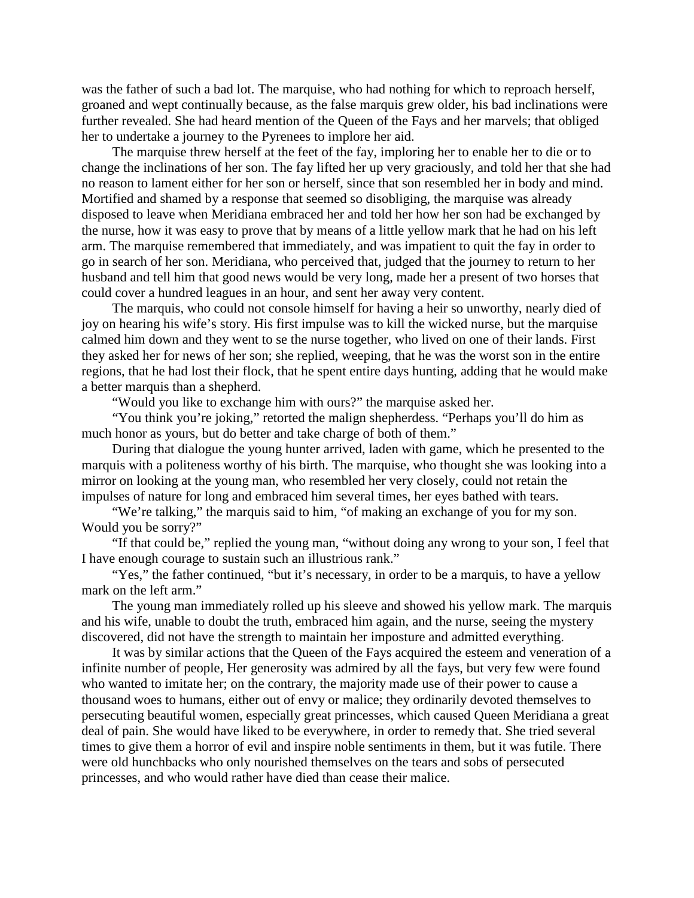was the father of such a bad lot. The marquise, who had nothing for which to reproach herself, groaned and wept continually because, as the false marquis grew older, his bad inclinations were further revealed. She had heard mention of the Queen of the Fays and her marvels; that obliged her to undertake a journey to the Pyrenees to implore her aid.

The marquise threw herself at the feet of the fay, imploring her to enable her to die or to change the inclinations of her son. The fay lifted her up very graciously, and told her that she had no reason to lament either for her son or herself, since that son resembled her in body and mind. Mortified and shamed by a response that seemed so disobliging, the marquise was already disposed to leave when Meridiana embraced her and told her how her son had be exchanged by the nurse, how it was easy to prove that by means of a little yellow mark that he had on his left arm. The marquise remembered that immediately, and was impatient to quit the fay in order to go in search of her son. Meridiana, who perceived that, judged that the journey to return to her husband and tell him that good news would be very long, made her a present of two horses that could cover a hundred leagues in an hour, and sent her away very content.

The marquis, who could not console himself for having a heir so unworthy, nearly died of joy on hearing his wife's story. His first impulse was to kill the wicked nurse, but the marquise calmed him down and they went to se the nurse together, who lived on one of their lands. First they asked her for news of her son; she replied, weeping, that he was the worst son in the entire regions, that he had lost their flock, that he spent entire days hunting, adding that he would make a better marquis than a shepherd.

"Would you like to exchange him with ours?" the marquise asked her.

"You think you're joking," retorted the malign shepherdess. "Perhaps you'll do him as much honor as yours, but do better and take charge of both of them."

During that dialogue the young hunter arrived, laden with game, which he presented to the marquis with a politeness worthy of his birth. The marquise, who thought she was looking into a mirror on looking at the young man, who resembled her very closely, could not retain the impulses of nature for long and embraced him several times, her eyes bathed with tears.

"We're talking," the marquis said to him, "of making an exchange of you for my son. Would you be sorry?"

"If that could be," replied the young man, "without doing any wrong to your son, I feel that I have enough courage to sustain such an illustrious rank."

"Yes," the father continued, "but it's necessary, in order to be a marquis, to have a yellow mark on the left arm."

The young man immediately rolled up his sleeve and showed his yellow mark. The marquis and his wife, unable to doubt the truth, embraced him again, and the nurse, seeing the mystery discovered, did not have the strength to maintain her imposture and admitted everything.

It was by similar actions that the Queen of the Fays acquired the esteem and veneration of a infinite number of people, Her generosity was admired by all the fays, but very few were found who wanted to imitate her; on the contrary, the majority made use of their power to cause a thousand woes to humans, either out of envy or malice; they ordinarily devoted themselves to persecuting beautiful women, especially great princesses, which caused Queen Meridiana a great deal of pain. She would have liked to be everywhere, in order to remedy that. She tried several times to give them a horror of evil and inspire noble sentiments in them, but it was futile. There were old hunchbacks who only nourished themselves on the tears and sobs of persecuted princesses, and who would rather have died than cease their malice.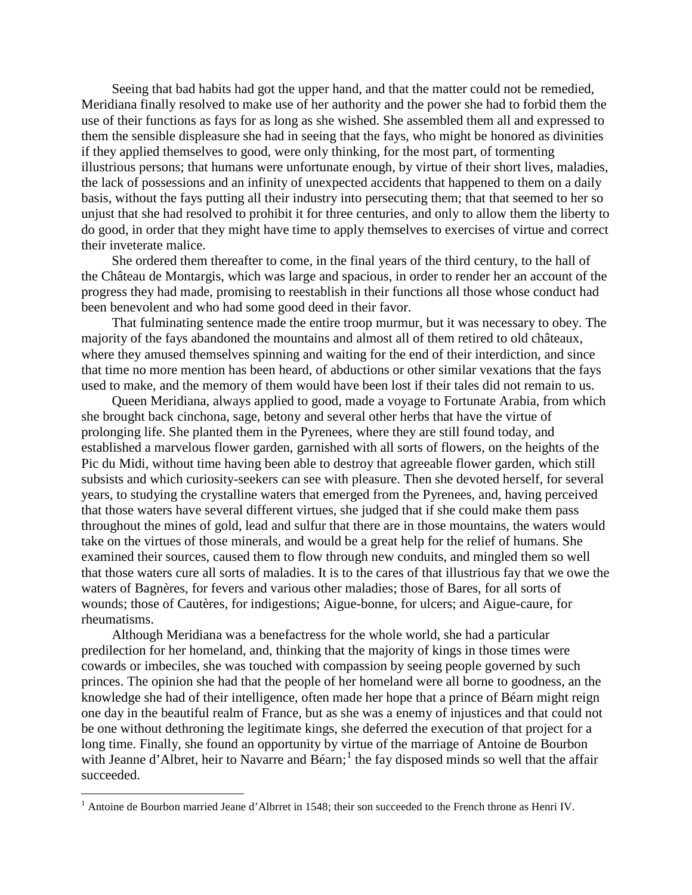Seeing that bad habits had got the upper hand, and that the matter could not be remedied, Meridiana finally resolved to make use of her authority and the power she had to forbid them the use of their functions as fays for as long as she wished. She assembled them all and expressed to them the sensible displeasure she had in seeing that the fays, who might be honored as divinities if they applied themselves to good, were only thinking, for the most part, of tormenting illustrious persons; that humans were unfortunate enough, by virtue of their short lives, maladies, the lack of possessions and an infinity of unexpected accidents that happened to them on a daily basis, without the fays putting all their industry into persecuting them; that that seemed to her so unjust that she had resolved to prohibit it for three centuries, and only to allow them the liberty to do good, in order that they might have time to apply themselves to exercises of virtue and correct their inveterate malice.

She ordered them thereafter to come, in the final years of the third century, to the hall of the Château de Montargis, which was large and spacious, in order to render her an account of the progress they had made, promising to reestablish in their functions all those whose conduct had been benevolent and who had some good deed in their favor.

That fulminating sentence made the entire troop murmur, but it was necessary to obey. The majority of the fays abandoned the mountains and almost all of them retired to old châteaux, where they amused themselves spinning and waiting for the end of their interdiction, and since that time no more mention has been heard, of abductions or other similar vexations that the fays used to make, and the memory of them would have been lost if their tales did not remain to us.

Queen Meridiana, always applied to good, made a voyage to Fortunate Arabia, from which she brought back cinchona, sage, betony and several other herbs that have the virtue of prolonging life. She planted them in the Pyrenees, where they are still found today, and established a marvelous flower garden, garnished with all sorts of flowers, on the heights of the Pic du Midi, without time having been able to destroy that agreeable flower garden, which still subsists and which curiosity-seekers can see with pleasure. Then she devoted herself, for several years, to studying the crystalline waters that emerged from the Pyrenees, and, having perceived that those waters have several different virtues, she judged that if she could make them pass throughout the mines of gold, lead and sulfur that there are in those mountains, the waters would take on the virtues of those minerals, and would be a great help for the relief of humans. She examined their sources, caused them to flow through new conduits, and mingled them so well that those waters cure all sorts of maladies. It is to the cares of that illustrious fay that we owe the waters of Bagnères, for fevers and various other maladies; those of Bares, for all sorts of wounds; those of Cautères, for indigestions; Aigue-bonne, for ulcers; and Aigue-caure, for rheumatisms.

Although Meridiana was a benefactress for the whole world, she had a particular predilection for her homeland, and, thinking that the majority of kings in those times were cowards or imbeciles, she was touched with compassion by seeing people governed by such princes. The opinion she had that the people of her homeland were all borne to goodness, an the knowledge she had of their intelligence, often made her hope that a prince of Béarn might reign one day in the beautiful realm of France, but as she was a enemy of injustices and that could not be one without dethroning the legitimate kings, she deferred the execution of that project for a long time. Finally, she found an opportunity by virtue of the marriage of Antoine de Bourbon with Jeanne d'Albret, heir to Navarre and Béarn;[1] the fay disposed minds so well that the affair succeeded.

[1] Antoine de Bourbon married Jeane d'Albrret in 1548; their son succeeded to the French throne as Henri IV.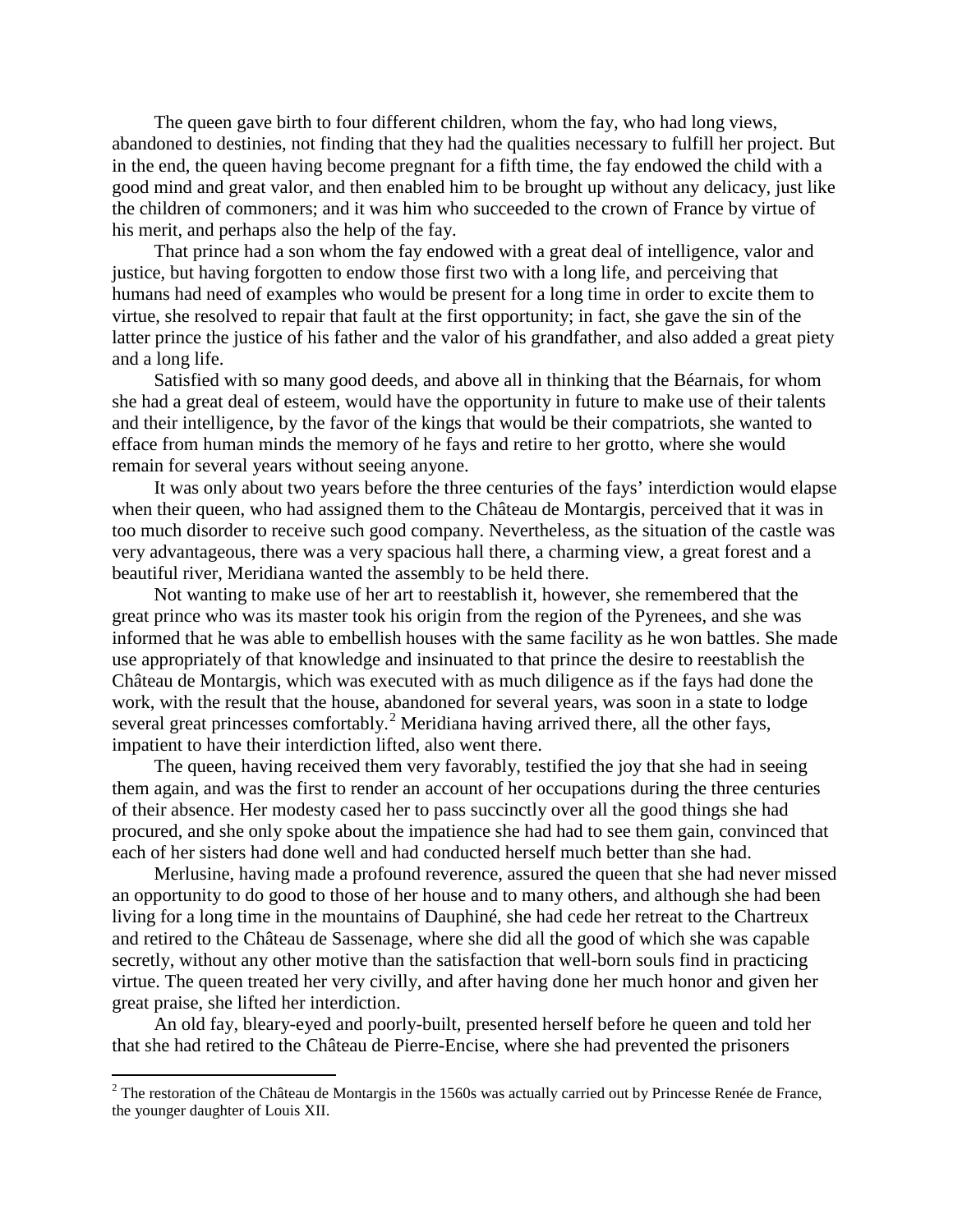The queen gave birth to four different children, whom the fay, who had long views, abandoned to destinies, not finding that they had the qualities necessary to fulfill her project. But in the end, the queen having become pregnant for a fifth time, the fay endowed the child with a good mind and great valor, and then enabled him to be brought up without any delicacy, just like the children of commoners; and it was him who succeeded to the crown of France by virtue of his merit, and perhaps also the help of the fay.

That prince had a son whom the fay endowed with a great deal of intelligence, valor and justice, but having forgotten to endow those first two with a long life, and perceiving that humans had need of examples who would be present for a long time in order to excite them to virtue, she resolved to repair that fault at the first opportunity; in fact, she gave the sin of the latter prince the justice of his father and the valor of his grandfather, and also added a great piety and a long life.

Satisfied with so many good deeds, and above all in thinking that the Béarnais, for whom she had a great deal of esteem, would have the opportunity in future to make use of their talents and their intelligence, by the favor of the kings that would be their compatriots, she wanted to efface from human minds the memory of he fays and retire to her grotto, where she would remain for several years without seeing anyone.

It was only about two years before the three centuries of the fays' interdiction would elapse when their queen, who had assigned them to the Château de Montargis, perceived that it was in too much disorder to receive such good company. Nevertheless, as the situation of the castle was very advantageous, there was a very spacious hall there, a charming view, a great forest and a beautiful river, Meridiana wanted the assembly to be held there.

Not wanting to make use of her art to reestablish it, however, she remembered that the great prince who was its master took his origin from the region of the Pyrenees, and she was informed that he was able to embellish houses with the same facility as he won battles. She made use appropriately of that knowledge and insinuated to that prince the desire to reestablish the Château de Montargis, which was executed with as much diligence as if the fays had done the work, with the result that the house, abandoned for several years, was soon in a state to lodge several great princesses comfortably.[2] Meridiana having arrived there, all the other fays, impatient to have their interdiction lifted, also went there.

The queen, having received them very favorably, testified the joy that she had in seeing them again, and was the first to render an account of her occupations during the three centuries of their absence. Her modesty cased her to pass succinctly over all the good things she had procured, and she only spoke about the impatience she had had to see them gain, convinced that each of her sisters had done well and had conducted herself much better than she had.

Merlusine, having made a profound reverence, assured the queen that she had never missed an opportunity to do good to those of her house and to many others, and although she had been living for a long time in the mountains of Dauphiné, she had cede her retreat to the Chartreux and retired to the Château de Sassenage, where she did all the good of which she was capable secretly, without any other motive than the satisfaction that well-born souls find in practicing virtue. The queen treated her very civilly, and after having done her much honor and given her great praise, she lifted her interdiction.

An old fay, bleary-eyed and poorly-built, presented herself before he queen and told her that she had retired to the Château de Pierre-Encise, where she had prevented the prisoners

[2] The restoration of the Château de Montargis in the 1560s was actually carried out by Princesse Renée de France, the younger daughter of Louis XII.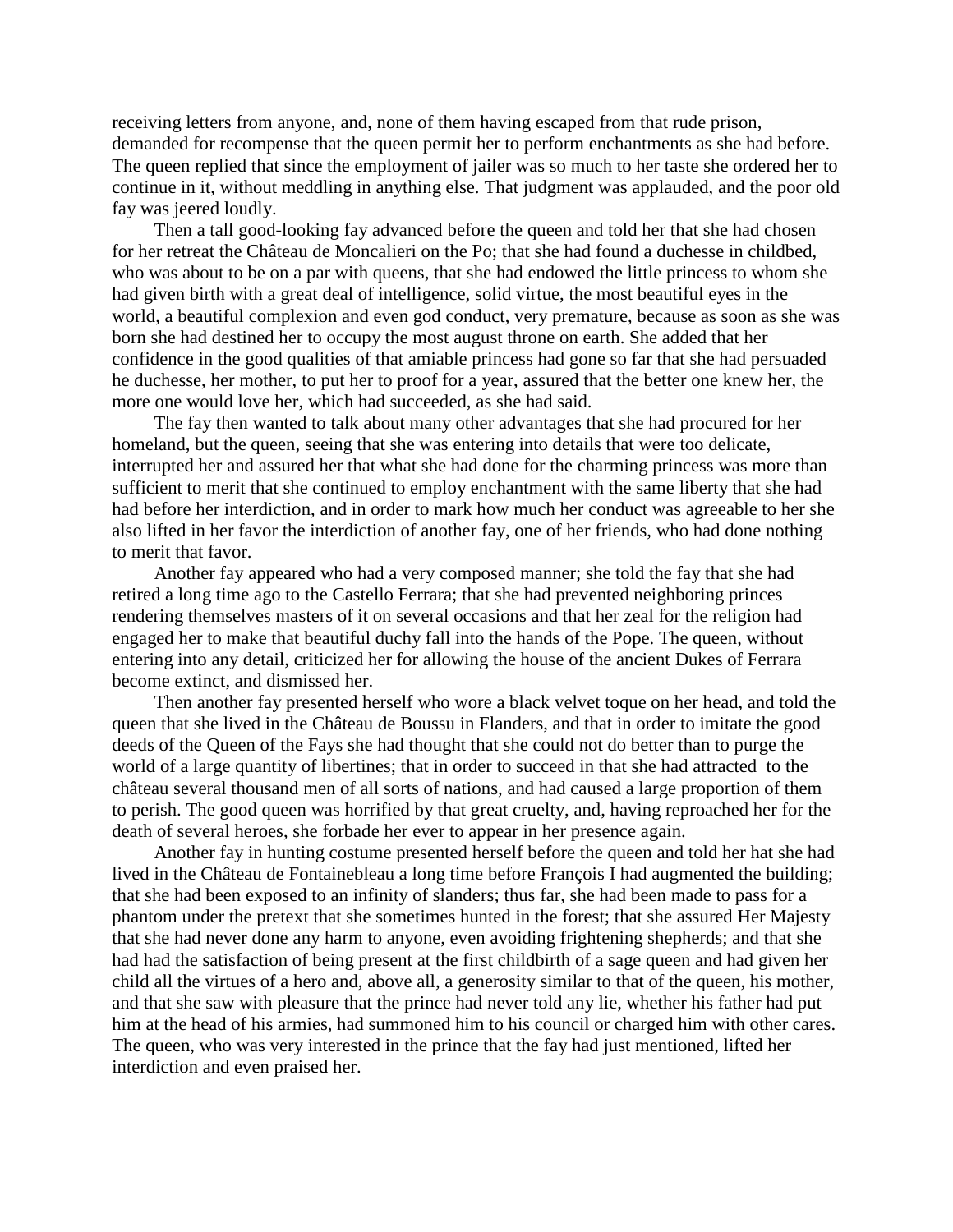receiving letters from anyone, and, none of them having escaped from that rude prison, demanded for recompense that the queen permit her to perform enchantments as she had before. The queen replied that since the employment of jailer was so much to her taste she ordered her to continue in it, without meddling in anything else. That judgment was applauded, and the poor old fay was jeered loudly.

Then a tall good-looking fay advanced before the queen and told her that she had chosen for her retreat the Château de Moncalieri on the Po; that she had found a duchesse in childbed, who was about to be on a par with queens, that she had endowed the little princess to whom she had given birth with a great deal of intelligence, solid virtue, the most beautiful eyes in the world, a beautiful complexion and even god conduct, very premature, because as soon as she was born she had destined her to occupy the most august throne on earth. She added that her confidence in the good qualities of that amiable princess had gone so far that she had persuaded he duchesse, her mother, to put her to proof for a year, assured that the better one knew her, the more one would love her, which had succeeded, as she had said.

The fay then wanted to talk about many other advantages that she had procured for her homeland, but the queen, seeing that she was entering into details that were too delicate, interrupted her and assured her that what she had done for the charming princess was more than sufficient to merit that she continued to employ enchantment with the same liberty that she had had before her interdiction, and in order to mark how much her conduct was agreeable to her she also lifted in her favor the interdiction of another fay, one of her friends, who had done nothing to merit that favor.

Another fay appeared who had a very composed manner; she told the fay that she had retired a long time ago to the Castello Ferrara; that she had prevented neighboring princes rendering themselves masters of it on several occasions and that her zeal for the religion had engaged her to make that beautiful duchy fall into the hands of the Pope. The queen, without entering into any detail, criticized her for allowing the house of the ancient Dukes of Ferrara become extinct, and dismissed her.

Then another fay presented herself who wore a black velvet toque on her head, and told the queen that she lived in the Château de Boussu in Flanders, and that in order to imitate the good deeds of the Queen of the Fays she had thought that she could not do better than to purge the world of a large quantity of libertines; that in order to succeed in that she had attracted to the château several thousand men of all sorts of nations, and had caused a large proportion of them to perish. The good queen was horrified by that great cruelty, and, having reproached her for the death of several heroes, she forbade her ever to appear in her presence again.

Another fay in hunting costume presented herself before the queen and told her hat she had lived in the Château de Fontainebleau a long time before François I had augmented the building; that she had been exposed to an infinity of slanders; thus far, she had been made to pass for a phantom under the pretext that she sometimes hunted in the forest; that she assured Her Majesty that she had never done any harm to anyone, even avoiding frightening shepherds; and that she had had the satisfaction of being present at the first childbirth of a sage queen and had given her child all the virtues of a hero and, above all, a generosity similar to that of the queen, his mother, and that she saw with pleasure that the prince had never told any lie, whether his father had put him at the head of his armies, had summoned him to his council or charged him with other cares. The queen, who was very interested in the prince that the fay had just mentioned, lifted her interdiction and even praised her.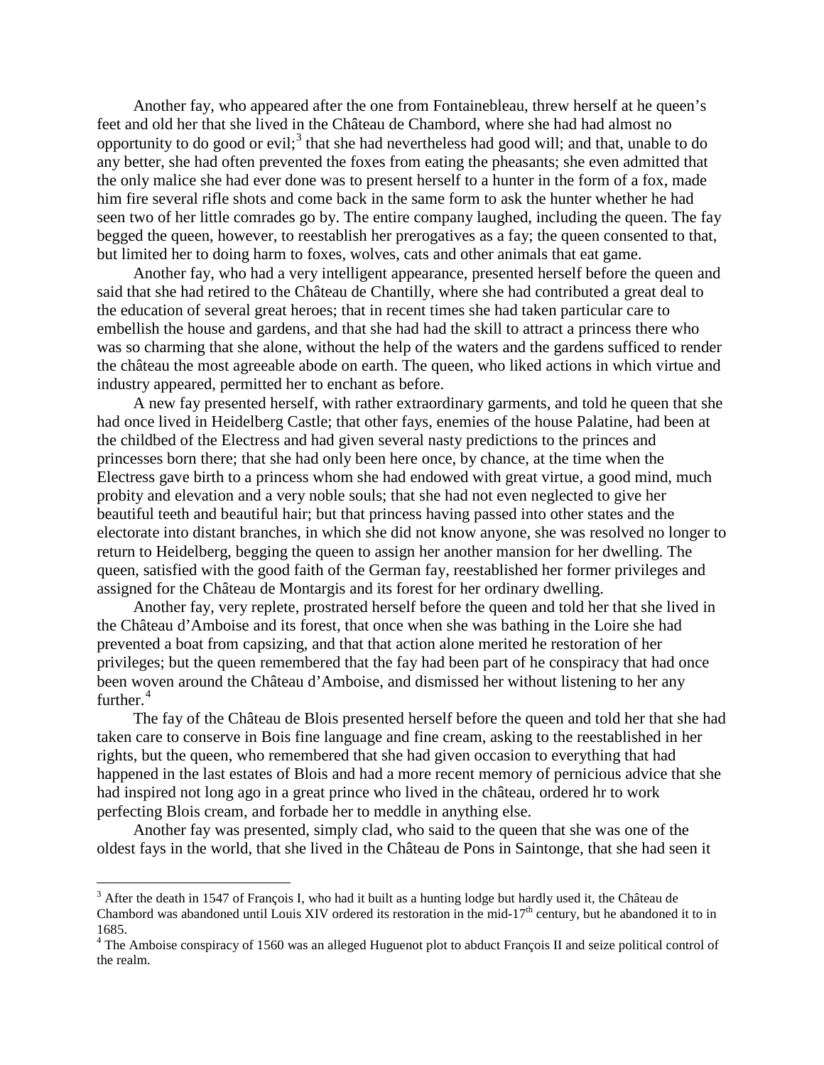Another fay, who appeared after the one from Fontainebleau, threw herself at he queen's feet and old her that she lived in the Château de Chambord, where she had had almost no opportunity to do good or evil;[3] that she had nevertheless had good will; and that, unable to do any better, she had often prevented the foxes from eating the pheasants; she even admitted that the only malice she had ever done was to present herself to a hunter in the form of a fox, made him fire several rifle shots and come back in the same form to ask the hunter whether he had seen two of her little comrades go by. The entire company laughed, including the queen. The fay begged the queen, however, to reestablish her prerogatives as a fay; the queen consented to that, but limited her to doing harm to foxes, wolves, cats and other animals that eat game.

Another fay, who had a very intelligent appearance, presented herself before the queen and said that she had retired to the Château de Chantilly, where she had contributed a great deal to the education of several great heroes; that in recent times she had taken particular care to embellish the house and gardens, and that she had had the skill to attract a princess there who was so charming that she alone, without the help of the waters and the gardens sufficed to render the château the most agreeable abode on earth. The queen, who liked actions in which virtue and industry appeared, permitted her to enchant as before.

A new fay presented herself, with rather extraordinary garments, and told he queen that she had once lived in Heidelberg Castle; that other fays, enemies of the house Palatine, had been at the childbed of the Electress and had given several nasty predictions to the princes and princesses born there; that she had only been here once, by chance, at the time when the Electress gave birth to a princess whom she had endowed with great virtue, a good mind, much probity and elevation and a very noble souls; that she had not even neglected to give her beautiful teeth and beautiful hair; but that princess having passed into other states and the electorate into distant branches, in which she did not know anyone, she was resolved no longer to return to Heidelberg, begging the queen to assign her another mansion for her dwelling. The queen, satisfied with the good faith of the German fay, reestablished her former privileges and assigned for the Château de Montargis and its forest for her ordinary dwelling.

Another fay, very replete, prostrated herself before the queen and told her that she lived in the Château d'Amboise and its forest, that once when she was bathing in the Loire she had prevented a boat from capsizing, and that that action alone merited he restoration of her privileges; but the queen remembered that the fay had been part of he conspiracy that had once been woven around the Château d'Amboise, and dismissed her without listening to her any further.[4]

The fay of the Château de Blois presented herself before the queen and told her that she had taken care to conserve in Bois fine language and fine cream, asking to the reestablished in her rights, but the queen, who remembered that she had given occasion to everything that had happened in the last estates of Blois and had a more recent memory of pernicious advice that she had inspired not long ago in a great prince who lived in the château, ordered hr to work perfecting Blois cream, and forbade her to meddle in anything else.

Another fay was presented, simply clad, who said to the queen that she was one of the oldest fays in the world, that she lived in the Château de Pons in Saintonge, that she had seen it

---

[3] After the death in 1547 of François I, who had it built as a hunting lodge but hardly used it, the Château de Chambord was abandoned until Louis XIV ordered its restoration in the mid-17th century, but he abandoned it to in 1685.

[4] The Amboise conspiracy of 1560 was an alleged Huguenot plot to abduct François II and seize political control of the realm.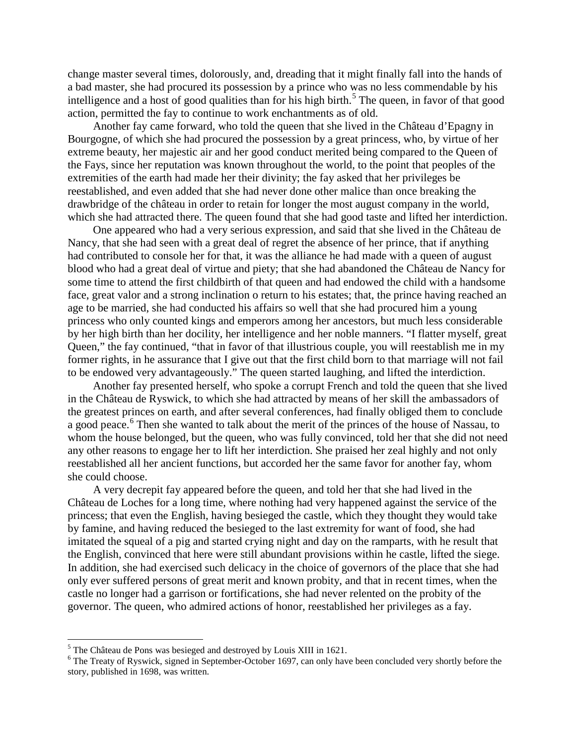change master several times, dolorously, and, dreading that it might finally fall into the hands of a bad master, she had procured its possession by a prince who was no less commendable by his intelligence and a host of good qualities than for his high birth.[5] The queen, in favor of that good action, permitted the fay to continue to work enchantments as of old.

Another fay came forward, who told the queen that she lived in the Château d'Epagny in Bourgogne, of which she had procured the possession by a great princess, who, by virtue of her extreme beauty, her majestic air and her good conduct merited being compared to the Queen of the Fays, since her reputation was known throughout the world, to the point that peoples of the extremities of the earth had made her their divinity; the fay asked that her privileges be reestablished, and even added that she had never done other malice than once breaking the drawbridge of the château in order to retain for longer the most august company in the world, which she had attracted there. The queen found that she had good taste and lifted her interdiction.

One appeared who had a very serious expression, and said that she lived in the Château de Nancy, that she had seen with a great deal of regret the absence of her prince, that if anything had contributed to console her for that, it was the alliance he had made with a queen of august blood who had a great deal of virtue and piety; that she had abandoned the Château de Nancy for some time to attend the first childbirth of that queen and had endowed the child with a handsome face, great valor and a strong inclination o return to his estates; that, the prince having reached an age to be married, she had conducted his affairs so well that she had procured him a young princess who only counted kings and emperors among her ancestors, but much less considerable by her high birth than her docility, her intelligence and her noble manners. "I flatter myself, great Queen," the fay continued, "that in favor of that illustrious couple, you will reestablish me in my former rights, in he assurance that I give out that the first child born to that marriage will not fail to be endowed very advantageously." The queen started laughing, and lifted the interdiction.

Another fay presented herself, who spoke a corrupt French and told the queen that she lived in the Château de Ryswick, to which she had attracted by means of her skill the ambassadors of the greatest princes on earth, and after several conferences, had finally obliged them to conclude a good peace.[6] Then she wanted to talk about the merit of the princes of the house of Nassau, to whom the house belonged, but the queen, who was fully convinced, told her that she did not need any other reasons to engage her to lift her interdiction. She praised her zeal highly and not only reestablished all her ancient functions, but accorded her the same favor for another fay, whom she could choose.

A very decrepit fay appeared before the queen, and told her that she had lived in the Château de Loches for a long time, where nothing had very happened against the service of the princess; that even the English, having besieged the castle, which they thought they would take by famine, and having reduced the besieged to the last extremity for want of food, she had imitated the squeal of a pig and started crying night and day on the ramparts, with he result that the English, convinced that here were still abundant provisions within he castle, lifted the siege. In addition, she had exercised such delicacy in the choice of governors of the place that she had only ever suffered persons of great merit and known probity, and that in recent times, when the castle no longer had a garrison or fortifications, she had never relented on the probity of the governor. The queen, who admired actions of honor, reestablished her privileges as a fay.

---

[5] The Château de Pons was besieged and destroyed by Louis XIII in 1621.

[6] The Treaty of Ryswick, signed in September-October 1697, can only have been concluded very shortly before the story, published in 1698, was written.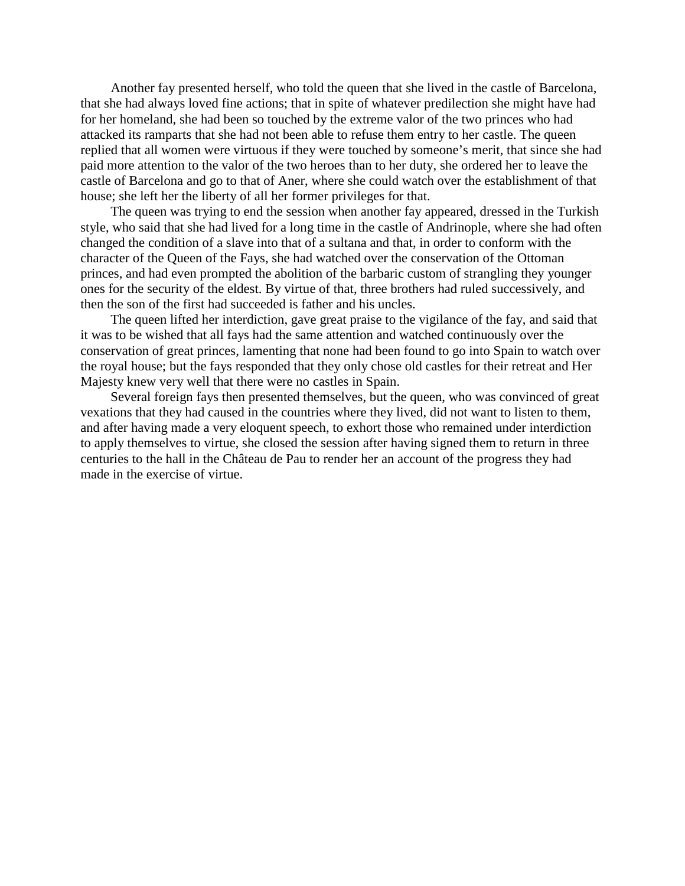Another fay presented herself, who told the queen that she lived in the castle of Barcelona, that she had always loved fine actions; that in spite of whatever predilection she might have had for her homeland, she had been so touched by the extreme valor of the two princes who had attacked its ramparts that she had not been able to refuse them entry to her castle. The queen replied that all women were virtuous if they were touched by someone's merit, that since she had paid more attention to the valor of the two heroes than to her duty, she ordered her to leave the castle of Barcelona and go to that of Aner, where she could watch over the establishment of that house; she left her the liberty of all her former privileges for that.

The queen was trying to end the session when another fay appeared, dressed in the Turkish style, who said that she had lived for a long time in the castle of Andrinople, where she had often changed the condition of a slave into that of a sultana and that, in order to conform with the character of the Queen of the Fays, she had watched over the conservation of the Ottoman princes, and had even prompted the abolition of the barbaric custom of strangling they younger ones for the security of the eldest. By virtue of that, three brothers had ruled successively, and then the son of the first had succeeded is father and his uncles.

The queen lifted her interdiction, gave great praise to the vigilance of the fay, and said that it was to be wished that all fays had the same attention and watched continuously over the conservation of great princes, lamenting that none had been found to go into Spain to watch over the royal house; but the fays responded that they only chose old castles for their retreat and Her Majesty knew very well that there were no castles in Spain.

Several foreign fays then presented themselves, but the queen, who was convinced of great vexations that they had caused in the countries where they lived, did not want to listen to them, and after having made a very eloquent speech, to exhort those who remained under interdiction to apply themselves to virtue, she closed the session after having signed them to return in three centuries to the hall in the Château de Pau to render her an account of the progress they had made in the exercise of virtue.